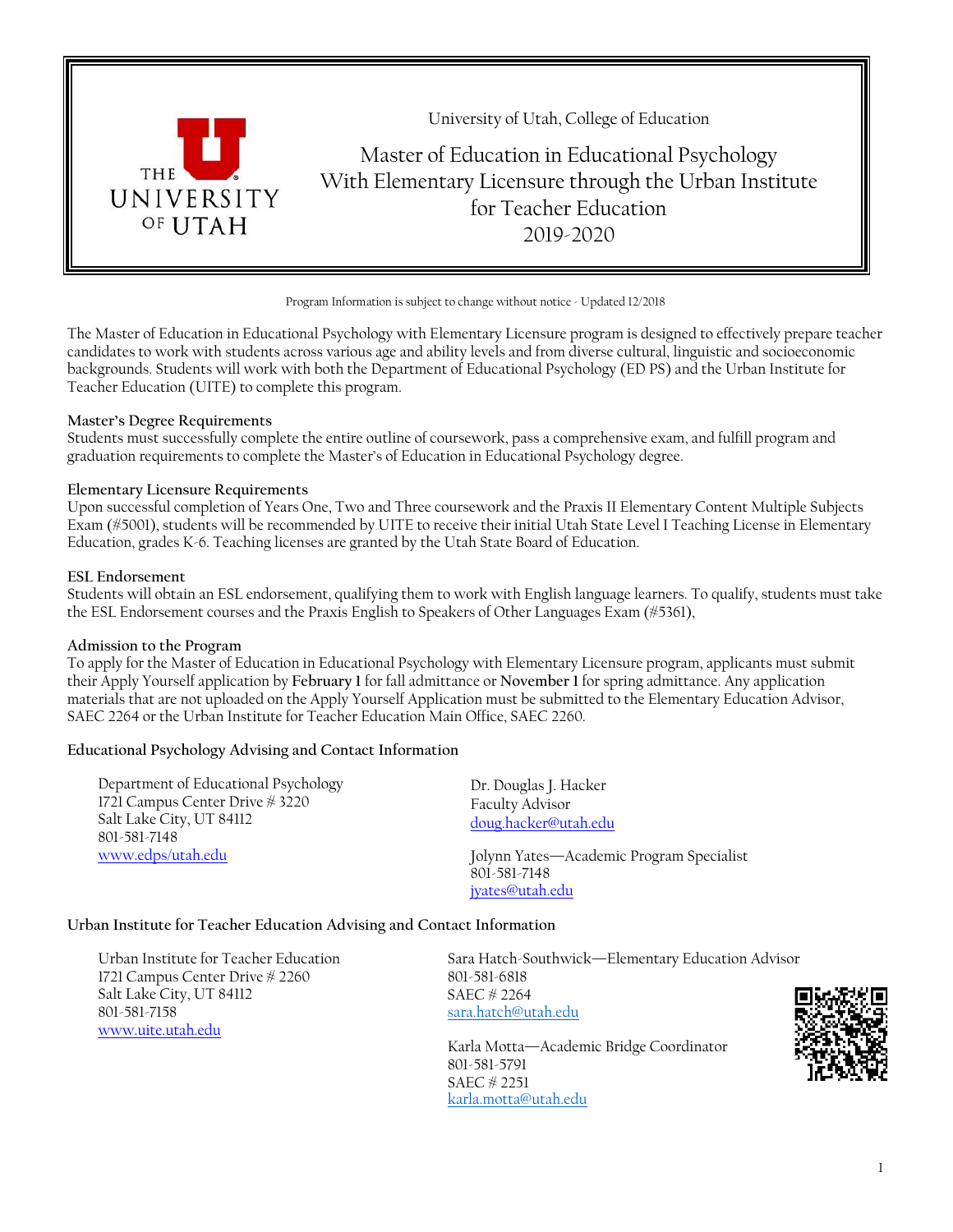University of Utah, College of Education

# Master of Education in Educational Psychology With Elementary Licensure through the Urban Institute for Teacher Education 2019-2020

Program Information is subject to change without notice - Updated 12/2018

The Master of Education in Educational Psychology with Elementary Licensure program is designed to effectively prepare teacher candidates to work with students across various age and ability levels and from diverse cultural, linguistic and socioeconomic backgrounds. Students will work with both the Department of Educational Psychology (ED PS) and the Urban Institute for Teacher Education (UITE) to complete this program.

### Master's Degree Requirements

Students must successfully complete the entire outline of coursework, pass a comprehensive exam, and fulfill program and graduation requirements to complete the Master's of Education in Educational Psychology degree.

### Elementary Licensure Requirements

Upon successful completion of Years One, Two and Three coursework and the Praxis II Elementary Content Multiple Subjects Exam (#5001), students will be recommended by UITE to receive their initial Utah State Level I Teaching License in Elementary Education, grades K-6. Teaching licenses are granted by the Utah State Board of Education.

### ESL Endorsement

Students will obtain an ESL endorsement, qualifying them to work with English language learners. To qualify, students must take the ESL Endorsement courses and the Praxis English to Speakers of Other Languages Exam (#5361),

### Admission to the Program

To apply for the Master of Education in Educational Psychology with Elementary Licensure program, applicants must submit their Apply Yourself application by **February 1** for fall admittance or **November 1** for spring admittance. Any application materials that are not uploaded on the Apply Yourself Application must be submitted to the Elementary Education Advisor, SAEC 2264 or the Urban Institute for Teacher Education Main Office, SAEC 2260.

### Educational Psychology Advising and Contact Information

Department of Educational Psychology
1721 Campus Center Drive # 3220
Salt Lake City, UT 84112
801-581-7148
www.edps/utah.edu

Dr. Douglas J. Hacker
Faculty Advisor
doug.hacker@utah.edu

Jolynn Yates—Academic Program Specialist
801-581-7148
jyates@utah.edu

### Urban Institute for Teacher Education Advising and Contact Information

Urban Institute for Teacher Education
1721 Campus Center Drive # 2260
Salt Lake City, UT 84112
801-581-7158
www.uite.utah.edu

Sara Hatch-Southwick—Elementary Education Advisor
801-581-6818
SAEC # 2264
sara.hatch@utah.edu

Karla Motta—Academic Bridge Coordinator
801-581-5791
SAEC # 2251
karla.motta@utah.edu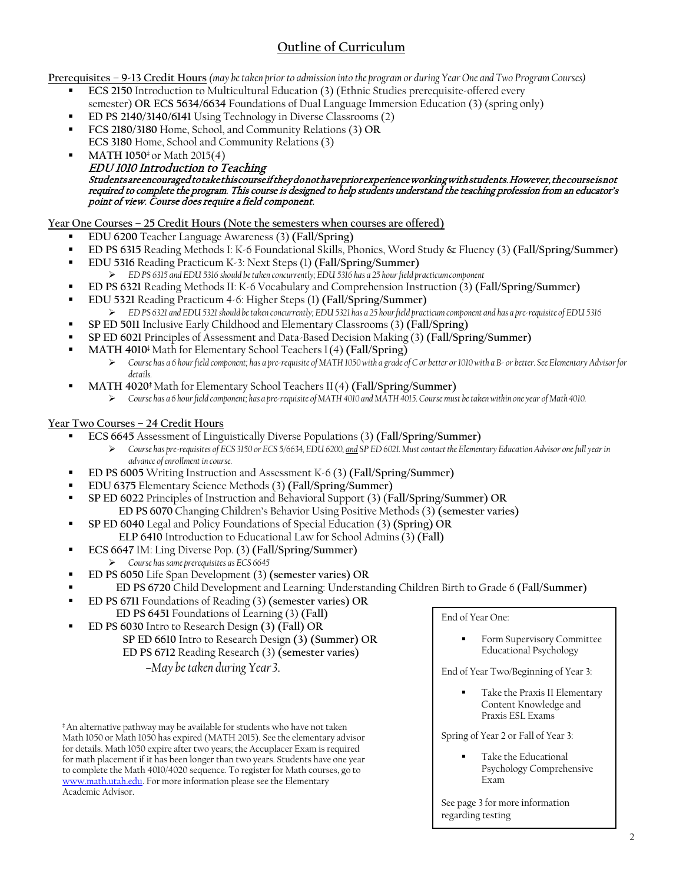# Outline of Curriculum

**Prerequisites – 9-13 Credit Hours** *(may be taken prior to admission into the program or during Year One and Two Program Courses)*

- **ECS 2150** Introduction to Multicultural Education (3) (Ethnic Studies prerequisite-offered every semester) **OR ECS 5634/6634** Foundations of Dual Language Immersion Education (3) (spring only)
- **ED PS 2140/3140/6141** Using Technology in Diverse Classrooms (2)
- **FCS 2180/3180** Home, School, and Community Relations (3) **OR**
  **ECS 3180** Home, School and Community Relations (3)
- **MATH 1050**‡ or Math 2015(4)

***EDU 1010 Introduction to Teaching***
***Students are encouraged to take this course if they do not have prior experience working with students. However, the course is not required to complete the program. This course is designed to help students understand the teaching profession from an educator's point of view. Course does require a field component.***

**Year One Courses – 25 Credit Hours (Note the semesters when courses are offered)**

- **EDU 6200** Teacher Language Awareness (3) **(Fall/Spring)**
- **ED PS 6315** Reading Methods I: K-6 Foundational Skills, Phonics, Word Study & Fluency (3) **(Fall/Spring/Summer)**
- **EDU 5316** Reading Practicum K-3: Next Steps (1) **(Fall/Spring/Summer)**
  - *ED PS 6315 and EDU 5316 should be taken concurrently; EDU 5316 has a 25 hour field practicum component*
- **ED PS 6321** Reading Methods II: K-6 Vocabulary and Comprehension Instruction (3) **(Fall/Spring/Summer)**
- **EDU 5321** Reading Practicum 4-6: Higher Steps (1) **(Fall/Spring/Summer)**
  - *ED PS 6321 and EDU 5321 should be taken concurrently; EDU 5321 has a 25 hour field practicum component and has a pre-requisite of EDU 5316*
- **SP ED 5011** Inclusive Early Childhood and Elementary Classrooms (3) **(Fall/Spring)**
- **SP ED 6021** Principles of Assessment and Data-Based Decision Making (3) **(Fall/Spring/Summer)**
- **MATH 4010**‡ Math for Elementary School Teachers I (4) **(Fall/Spring)**
  - *Course has a 6 hour field component; has a pre-requisite of MATH 1050 with a grade of C or better or 1010 with a B- or better. See Elementary Advisor for details.*
- **MATH 4020**‡ Math for Elementary School Teachers II (4) **(Fall/Spring/Summer)**
  - *Course has a 6 hour field component; has a pre-requisite of MATH 4010 and MATH 4015. Course must be taken within one year of Math 4010.*

**Year Two Courses – 24 Credit Hours**

- **ECS 6645** Assessment of Linguistically Diverse Populations (3) **(Fall/Spring/Summer)**
  - *Course has pre-requisites of ECS 3150 or ECS 5/6634, EDU 6200, and SP ED 6021. Must contact the Elementary Education Advisor one full year in advance of enrollment in course.*
- **ED PS 6005** Writing Instruction and Assessment K-6 (3) **(Fall/Spring/Summer)**
- **EDU 6375** Elementary Science Methods (3) **(Fall/Spring/Summer)**
- **SP ED 6022** Principles of Instruction and Behavioral Support (3) **(Fall/Spring/Summer) OR**
  **ED PS 6070** Changing Children's Behavior Using Positive Methods (3) **(semester varies)**
- **SP ED 6040** Legal and Policy Foundations of Special Education (3) **(Spring) OR**
  **ELP 6410** Introduction to Educational Law for School Admins (3) **(Fall)**
- **ECS 6647** IM: Ling Diverse Pop. (3) **(Fall/Spring/Summer)**
  - *Course has same prerequisites as ECS 6645*
- **ED PS 6050** Life Span Development (3) **(semester varies) OR**
- **ED PS 6720** Child Development and Learning: Understanding Children Birth to Grade 6 **(Fall/Summer)**
- **ED PS 6711** Foundations of Reading (3) **(semester varies) OR**
  **ED PS 6451** Foundations of Learning (3) **(Fall)**
- **ED PS 6030** Intro to Research Design **(3) (Fall) OR**
  **SP ED 6610** Intro to Research Design **(3) (Summer) OR**
  **ED PS 6712** Reading Research (3) **(semester varies)**
  *–May be taken during Year 3.*

End of Year One:

- Form Supervisory Committee Educational Psychology

End of Year Two/Beginning of Year 3:

- Take the Praxis II Elementary Content Knowledge and Praxis ESL Exams

Spring of Year 2 or Fall of Year 3:

- Take the Educational Psychology Comprehensive Exam

See page 3 for more information regarding testing

‡ An alternative pathway may be available for students who have not taken Math 1050 or Math 1050 has expired (MATH 2015). See the elementary advisor for details. Math 1050 expire after two years; the Accuplacer Exam is required for math placement if it has been longer than two years. Students have one year to complete the Math 4010/4020 sequence. To register for Math courses, go to www.math.utah.edu. For more information please see the Elementary Academic Advisor.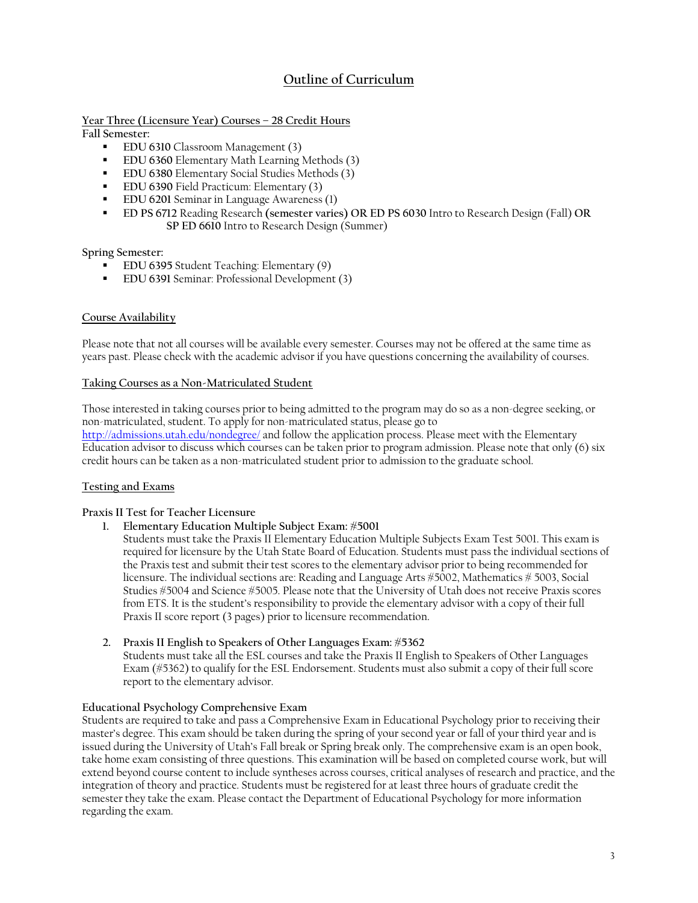# Outline of Curriculum

**Year Three (Licensure Year) Courses – 28 Credit Hours**

**Fall Semester:**

- **EDU 6310** Classroom Management (3)
- **EDU 6360** Elementary Math Learning Methods (3)
- **EDU 6380** Elementary Social Studies Methods (3)
- **EDU 6390** Field Practicum: Elementary (3)
- **EDU 6201** Seminar in Language Awareness (1)
- **ED PS 6712** Reading Research **(semester varies) OR ED PS 6030** Intro to Research Design (Fall) **OR SP ED 6610** Intro to Research Design (Summer)

**Spring Semester:**

- **EDU 6395** Student Teaching: Elementary (9)
- **EDU 6391** Seminar: Professional Development (3)

## Course Availability

Please note that not all courses will be available every semester. Courses may not be offered at the same time as years past. Please check with the academic advisor if you have questions concerning the availability of courses.

## Taking Courses as a Non-Matriculated Student

Those interested in taking courses prior to being admitted to the program may do so as a non-degree seeking, or non-matriculated, student. To apply for non-matriculated status, please go to http://admissions.utah.edu/nondegree/ and follow the application process. Please meet with the Elementary Education advisor to discuss which courses can be taken prior to program admission. Please note that only (6) six credit hours can be taken as a non-matriculated student prior to admission to the graduate school.

## Testing and Exams

### Praxis II Test for Teacher Licensure

1. **Elementary Education Multiple Subject Exam: #5001**
   Students must take the Praxis II Elementary Education Multiple Subjects Exam Test 5001. This exam is required for licensure by the Utah State Board of Education. Students must pass the individual sections of the Praxis test and submit their test scores to the elementary advisor prior to being recommended for licensure. The individual sections are: Reading and Language Arts #5002, Mathematics # 5003, Social Studies #5004 and Science #5005. Please note that the University of Utah does not receive Praxis scores from ETS. It is the student's responsibility to provide the elementary advisor with a copy of their full Praxis II score report (3 pages) prior to licensure recommendation.

2. **Praxis II English to Speakers of Other Languages Exam: #5362**
   Students must take all the ESL courses and take the Praxis II English to Speakers of Other Languages Exam (#5362) to qualify for the ESL Endorsement. Students must also submit a copy of their full score report to the elementary advisor.

### Educational Psychology Comprehensive Exam

Students are required to take and pass a Comprehensive Exam in Educational Psychology prior to receiving their master's degree. This exam should be taken during the spring of your second year or fall of your third year and is issued during the University of Utah's Fall break or Spring break only. The comprehensive exam is an open book, take home exam consisting of three questions. This examination will be based on completed course work, but will extend beyond course content to include syntheses across courses, critical analyses of research and practice, and the integration of theory and practice. Students must be registered for at least three hours of graduate credit the semester they take the exam. Please contact the Department of Educational Psychology for more information regarding the exam.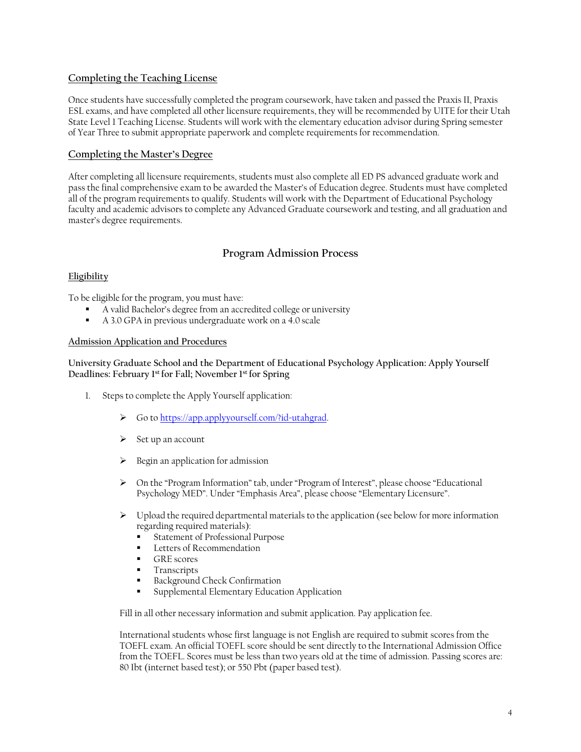## Completing the Teaching License

Once students have successfully completed the program coursework, have taken and passed the Praxis II, Praxis ESL exams, and have completed all other licensure requirements, they will be recommended by UITE for their Utah State Level 1 Teaching License. Students will work with the elementary education advisor during Spring semester of Year Three to submit appropriate paperwork and complete requirements for recommendation.

## Completing the Master's Degree

After completing all licensure requirements, students must also complete all ED PS advanced graduate work and pass the final comprehensive exam to be awarded the Master's of Education degree. Students must have completed all of the program requirements to qualify. Students will work with the Department of Educational Psychology faculty and academic advisors to complete any Advanced Graduate coursework and testing, and all graduation and master's degree requirements.

# Program Admission Process

## Eligibility

To be eligible for the program, you must have:

- A valid Bachelor's degree from an accredited college or university
- A 3.0 GPA in previous undergraduate work on a 4.0 scale

## Admission Application and Procedures

**University Graduate School and the Department of Educational Psychology Application: Apply Yourself Deadlines: February 1st for Fall; November 1st for Spring**

1. Steps to complete the Apply Yourself application:

   - Go to https://app.applyyourself.com/?id=utahgrad.
   - Set up an account
   - Begin an application for admission
   - On the "Program Information" tab, under "Program of Interest", please choose "Educational Psychology MED". Under "Emphasis Area", please choose "Elementary Licensure".
   - Upload the required departmental materials to the application (see below for more information regarding required materials):
     - Statement of Professional Purpose
     - Letters of Recommendation
     - GRE scores
     - Transcripts
     - Background Check Confirmation
     - Supplemental Elementary Education Application

   Fill in all other necessary information and submit application. Pay application fee.

   International students whose first language is not English are required to submit scores from the TOEFL exam. An official TOEFL score should be sent directly to the International Admission Office from the TOEFL. Scores must be less than two years old at the time of admission. Passing scores are: 80 Ibt (internet based test); or 550 Pbt (paper based test).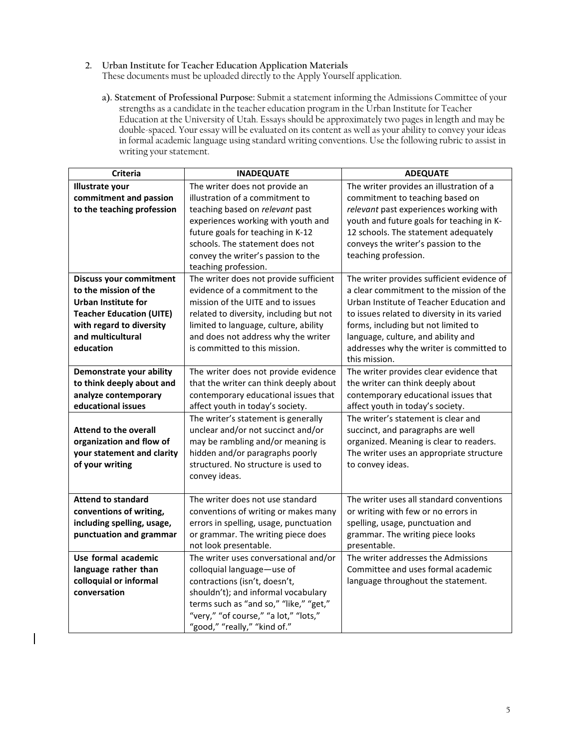2. **Urban Institute for Teacher Education Application Materials**
   These documents must be uploaded directly to the Apply Yourself application.

   a). **Statement of Professional Purpose:** Submit a statement informing the Admissions Committee of your strengths as a candidate in the teacher education program in the Urban Institute for Teacher Education at the University of Utah. Essays should be approximately two pages in length and may be double-spaced. Your essay will be evaluated on its content as well as your ability to convey your ideas in formal academic language using standard writing conventions. Use the following rubric to assist in writing your statement.

| Criteria | INADEQUATE | ADEQUATE |
| --- | --- | --- |
| **Illustrate your commitment and passion to the teaching profession** | The writer does not provide an illustration of a commitment to teaching based on *relevant* past experiences working with youth and future goals for teaching in K-12 schools. The statement does not convey the writer's passion to the teaching profession. | The writer provides an illustration of a commitment to teaching based on *relevant* past experiences working with youth and future goals for teaching in K-12 schools. The statement adequately conveys the writer's passion to the teaching profession. |
| **Discuss your commitment to the mission of the Urban Institute for Teacher Education (UITE) with regard to diversity and multicultural education** | The writer does not provide sufficient evidence of a commitment to the mission of the UITE and to issues related to diversity, including but not limited to language, culture, ability and does not address why the writer is committed to this mission. | The writer provides sufficient evidence of a clear commitment to the mission of the Urban Institute of Teacher Education and to issues related to diversity in its varied forms, including but not limited to language, culture, and ability and addresses why the writer is committed to this mission. |
| **Demonstrate your ability to think deeply about and analyze contemporary educational issues** | The writer does not provide evidence that the writer can think deeply about contemporary educational issues that affect youth in today's society. | The writer provides clear evidence that the writer can think deeply about contemporary educational issues that affect youth in today's society. |
| **Attend to the overall organization and flow of your statement and clarity of your writing** | The writer's statement is generally unclear and/or not succinct and/or may be rambling and/or meaning is hidden and/or paragraphs poorly structured. No structure is used to convey ideas. | The writer's statement is clear and succinct, and paragraphs are well organized. Meaning is clear to readers. The writer uses an appropriate structure to convey ideas. |
| **Attend to standard conventions of writing, including spelling, usage, punctuation and grammar** | The writer does not use standard conventions of writing or makes many errors in spelling, usage, punctuation or grammar. The writing piece does not look presentable. | The writer uses all standard conventions or writing with few or no errors in spelling, usage, punctuation and grammar. The writing piece looks presentable. |
| **Use formal academic language rather than colloquial or informal conversation** | The writer uses conversational and/or colloquial language—use of contractions (isn't, doesn't, shouldn't); and informal vocabulary terms such as "and so," "like," "get," "very," "of course," "a lot," "lots," "good," "really," "kind of." | The writer addresses the Admissions Committee and uses formal academic language throughout the statement. |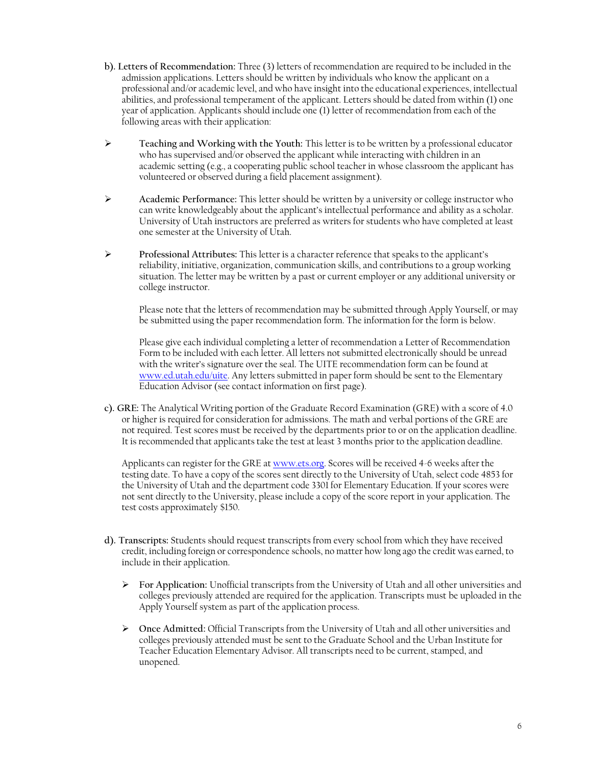**b). Letters of Recommendation:** Three (3) letters of recommendation are required to be included in the admission applications. Letters should be written by individuals who know the applicant on a professional and/or academic level, and who have insight into the educational experiences, intellectual abilities, and professional temperament of the applicant. Letters should be dated from within (1) one year of application. Applicants should include one (1) letter of recommendation from each of the following areas with their application:

- **Teaching and Working with the Youth:** This letter is to be written by a professional educator who has supervised and/or observed the applicant while interacting with children in an academic setting (e.g., a cooperating public school teacher in whose classroom the applicant has volunteered or observed during a field placement assignment).

- **Academic Performance:** This letter should be written by a university or college instructor who can write knowledgeably about the applicant's intellectual performance and ability as a scholar. University of Utah instructors are preferred as writers for students who have completed at least one semester at the University of Utah.

- **Professional Attributes:** This letter is a character reference that speaks to the applicant's reliability, initiative, organization, communication skills, and contributions to a group working situation. The letter may be written by a past or current employer or any additional university or college instructor.

  Please note that the letters of recommendation may be submitted through Apply Yourself, or may be submitted using the paper recommendation form. The information for the form is below.

  Please give each individual completing a letter of recommendation a Letter of Recommendation Form to be included with each letter. All letters not submitted electronically should be unread with the writer's signature over the seal. The UITE recommendation form can be found at [www.ed.utah.edu/uite](www.ed.utah.edu/uite). Any letters submitted in paper form should be sent to the Elementary Education Advisor (see contact information on first page).

**c). GRE:** The Analytical Writing portion of the Graduate Record Examination (GRE) with a score of 4.0 or higher is required for consideration for admissions. The math and verbal portions of the GRE are not required. Test scores must be received by the departments prior to or on the application deadline. It is recommended that applicants take the test at least 3 months prior to the application deadline.

Applicants can register for the GRE at [www.ets.org](www.ets.org). Scores will be received 4-6 weeks after the testing date. To have a copy of the scores sent directly to the University of Utah, select code 4853 for the University of Utah and the department code 3301 for Elementary Education. If your scores were not sent directly to the University, please include a copy of the score report in your application. The test costs approximately $150.

**d). Transcripts:** Students should request transcripts from every school from which they have received credit, including foreign or correspondence schools, no matter how long ago the credit was earned, to include in their application.

- **For Application:** Unofficial transcripts from the University of Utah and all other universities and colleges previously attended are required for the application. Transcripts must be uploaded in the Apply Yourself system as part of the application process.

- **Once Admitted:** Official Transcripts from the University of Utah and all other universities and colleges previously attended must be sent to the Graduate School and the Urban Institute for Teacher Education Elementary Advisor. All transcripts need to be current, stamped, and unopened.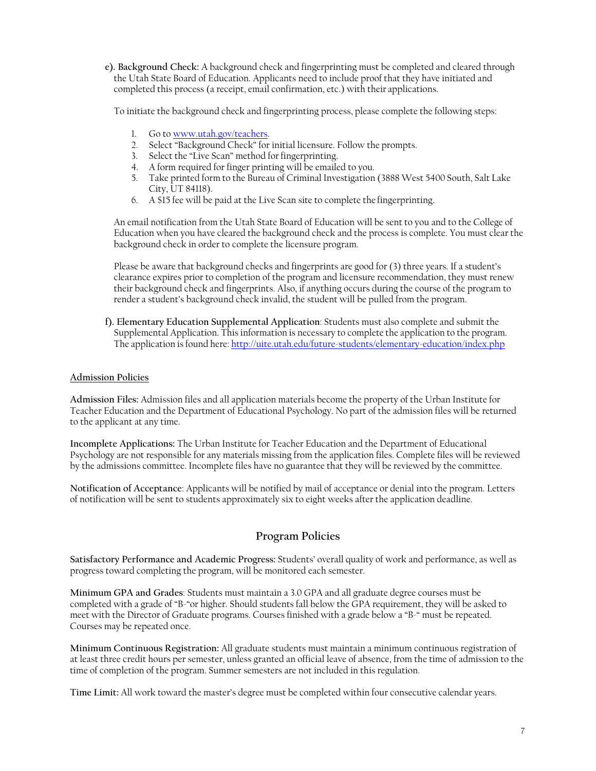**e). Background Check:** A background check and fingerprinting must be completed and cleared through the Utah State Board of Education. Applicants need to include proof that they have initiated and completed this process (a receipt, email confirmation, etc.) with their applications.

To initiate the background check and fingerprinting process, please complete the following steps:

1. Go to [www.utah.gov/teachers](www.utah.gov/teachers).
2. Select "Background Check" for initial licensure. Follow the prompts.
3. Select the "Live Scan" method for fingerprinting.
4. A form required for finger printing will be emailed to you.
5. Take printed form to the Bureau of Criminal Investigation (3888 West 5400 South, Salt Lake City, UT 84118).
6. A $15 fee will be paid at the Live Scan site to complete the fingerprinting.

An email notification from the Utah State Board of Education will be sent to you and to the College of Education when you have cleared the background check and the process is complete. You must clear the background check in order to complete the licensure program.

Please be aware that background checks and fingerprints are good for (3) three years. If a student's clearance expires prior to completion of the program and licensure recommendation, they must renew their background check and fingerprints. Also, if anything occurs during the course of the program to render a student's background check invalid, the student will be pulled from the program.

**f). Elementary Education Supplemental Application**: Students must also complete and submit the Supplemental Application. This information is necessary to complete the application to the program. The application is found here: [http://uite.utah.edu/future-students/elementary-education/index.php](http://uite.utah.edu/future-students/elementary-education/index.php)

## Admission Policies

**Admission Files:** Admission files and all application materials become the property of the Urban Institute for Teacher Education and the Department of Educational Psychology. No part of the admission files will be returned to the applicant at any time.

**Incomplete Applications:** The Urban Institute for Teacher Education and the Department of Educational Psychology are not responsible for any materials missing from the application files. Complete files will be reviewed by the admissions committee. Incomplete files have no guarantee that they will be reviewed by the committee.

**Notification of Acceptance**: Applicants will be notified by mail of acceptance or denial into the program. Letters of notification will be sent to students approximately six to eight weeks after the application deadline.

## Program Policies

**Satisfactory Performance and Academic Progress:** Students' overall quality of work and performance, as well as progress toward completing the program, will be monitored each semester.

**Minimum GPA and Grades**: Students must maintain a 3.0 GPA and all graduate degree courses must be completed with a grade of "B-"or higher. Should students fall below the GPA requirement, they will be asked to meet with the Director of Graduate programs. Courses finished with a grade below a "B-" must be repeated. Courses may be repeated once.

**Minimum Continuous Registration:** All graduate students must maintain a minimum continuous registration of at least three credit hours per semester, unless granted an official leave of absence, from the time of admission to the time of completion of the program. Summer semesters are not included in this regulation.

**Time Limit:** All work toward the master's degree must be completed within four consecutive calendar years.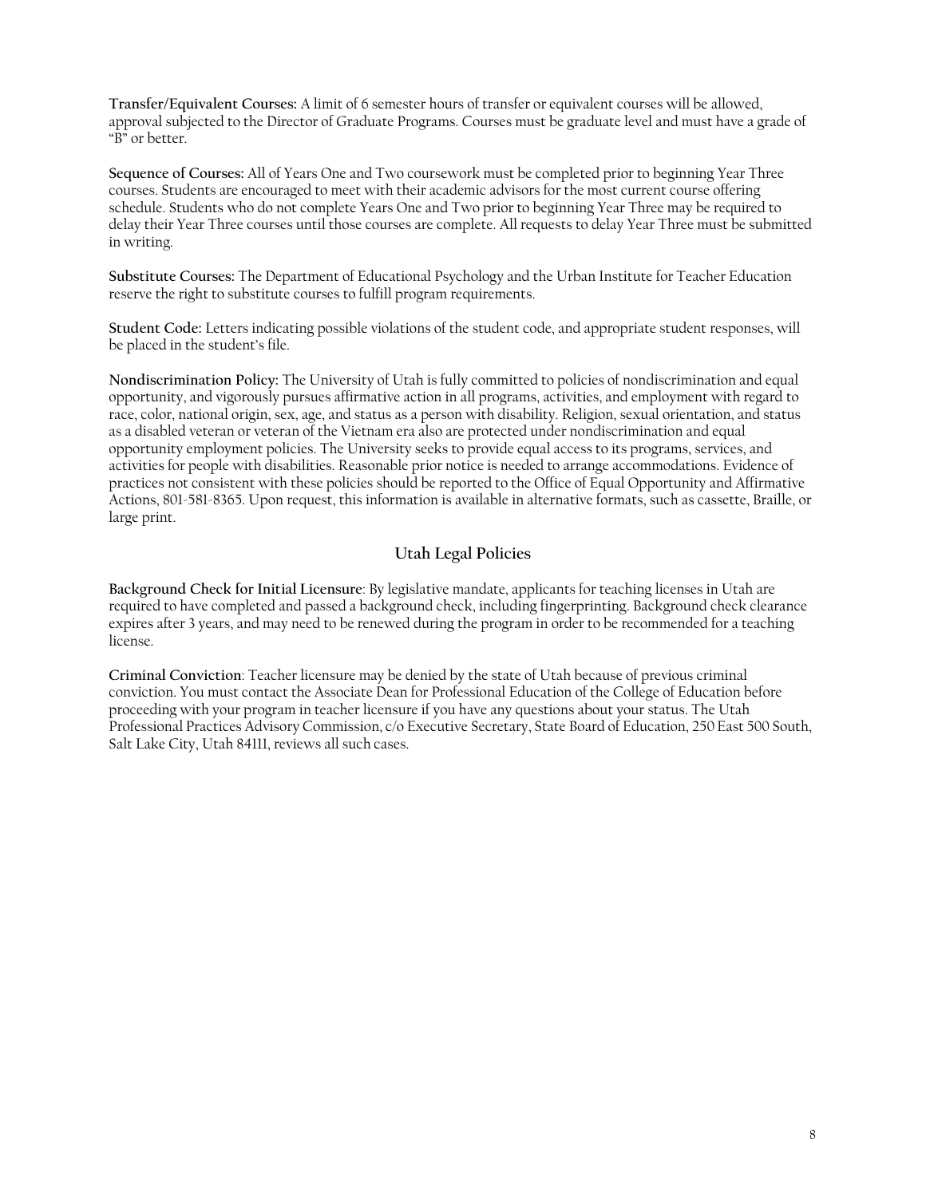**Transfer/Equivalent Courses:** A limit of 6 semester hours of transfer or equivalent courses will be allowed, approval subjected to the Director of Graduate Programs. Courses must be graduate level and must have a grade of "B" or better.

**Sequence of Courses:** All of Years One and Two coursework must be completed prior to beginning Year Three courses. Students are encouraged to meet with their academic advisors for the most current course offering schedule. Students who do not complete Years One and Two prior to beginning Year Three may be required to delay their Year Three courses until those courses are complete. All requests to delay Year Three must be submitted in writing.

**Substitute Courses:** The Department of Educational Psychology and the Urban Institute for Teacher Education reserve the right to substitute courses to fulfill program requirements.

**Student Code:** Letters indicating possible violations of the student code, and appropriate student responses, will be placed in the student's file.

**Nondiscrimination Policy:** The University of Utah is fully committed to policies of nondiscrimination and equal opportunity, and vigorously pursues affirmative action in all programs, activities, and employment with regard to race, color, national origin, sex, age, and status as a person with disability. Religion, sexual orientation, and status as a disabled veteran or veteran of the Vietnam era also are protected under nondiscrimination and equal opportunity employment policies. The University seeks to provide equal access to its programs, services, and activities for people with disabilities. Reasonable prior notice is needed to arrange accommodations. Evidence of practices not consistent with these policies should be reported to the Office of Equal Opportunity and Affirmative Actions, 801-581-8365. Upon request, this information is available in alternative formats, such as cassette, Braille, or large print.

## Utah Legal Policies

**Background Check for Initial Licensure**: By legislative mandate, applicants for teaching licenses in Utah are required to have completed and passed a background check, including fingerprinting. Background check clearance expires after 3 years, and may need to be renewed during the program in order to be recommended for a teaching license.

**Criminal Conviction**: Teacher licensure may be denied by the state of Utah because of previous criminal conviction. You must contact the Associate Dean for Professional Education of the College of Education before proceeding with your program in teacher licensure if you have any questions about your status. The Utah Professional Practices Advisory Commission, c/o Executive Secretary, State Board of Education, 250 East 500 South, Salt Lake City, Utah 84111, reviews all such cases.